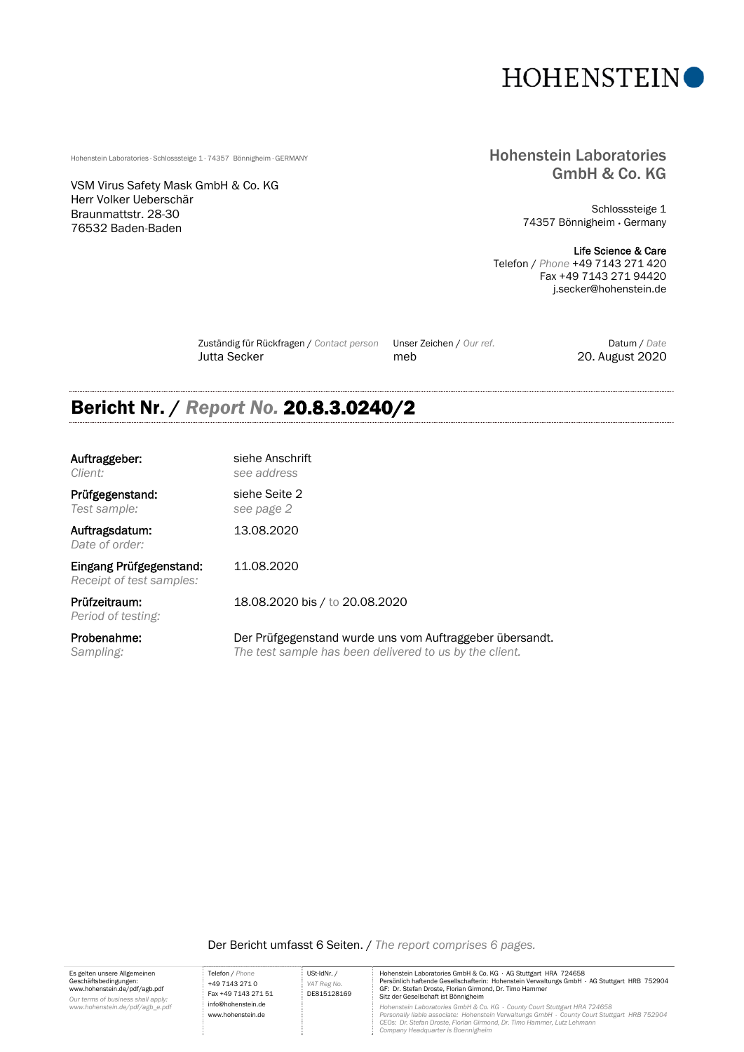HOHENSTEIN

Hohenstein Laboratories · Schlosssteige 1 · 74357 Bönnigheim · GERMANY

VSM Virus Safety Mask GmbH & Co. KG
Herr Volker Ueberschär
Braunmattstr. 28-30
76532 Baden-Baden

**Hohenstein Laboratories GmbH & Co. KG**

Schlosssteige 1
74357 Bönnigheim · Germany

**Life Science & Care**
Telefon / *Phone* +49 7143 271 420
Fax +49 7143 271 94420
j.secker@hohenstein.de

| Zuständig für Rückfragen / *Contact person* | Unser Zeichen / *Our ref.* | Datum / *Date* |
|---|---|---|
| Jutta Secker | meb | 20. August 2020 |

# Bericht Nr. / *Report No.* 20.8.3.0240/2

**Auftraggeber:**
*Client:*
siehe Anschrift
*see address*

**Prüfgegenstand:**
*Test sample:*
siehe Seite 2
*see page 2*

**Auftragsdatum:**
*Date of order:*
13.08.2020

**Eingang Prüfgegenstand:**
*Receipt of test samples:*
11.08.2020

**Prüfzeitraum:**
*Period of testing:*
18.08.2020 bis / *to* 20.08.2020

**Probenahme:**
*Sampling:*
Der Prüfgegenstand wurde uns vom Auftraggeber übersandt.
*The test sample has been delivered to us by the client.*

Der Bericht umfasst 6 Seiten. / *The report comprises 6 pages.*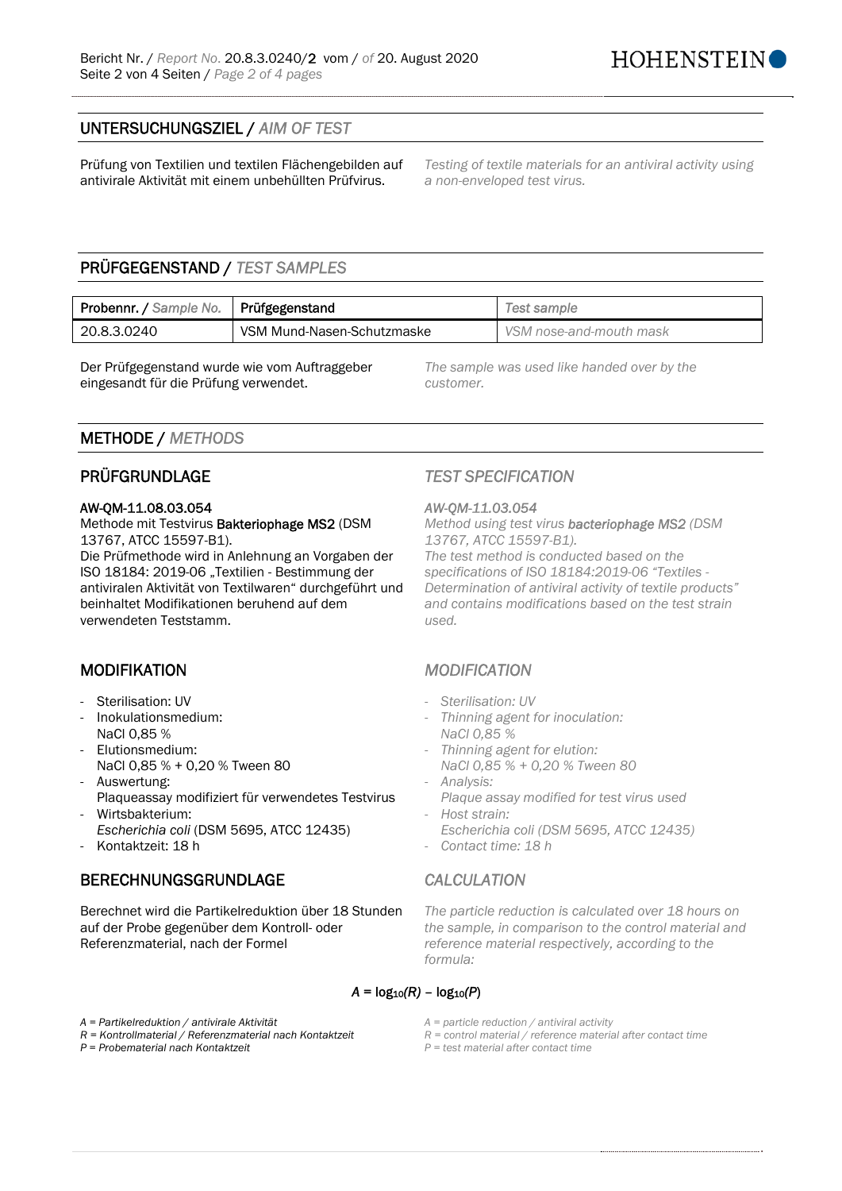## UNTERSUCHUNGSZIEL / *AIM OF TEST*

Prüfung von Textilien und textilen Flächengebilden auf antivirale Aktivität mit einem unbehüllten Prüfvirus.

*Testing of textile materials for an antiviral activity using a non-enveloped test virus.*

## PRÜFGEGENSTAND / *TEST SAMPLES*

| Probennr. / *Sample No.* | Prüfgegenstand | *Test sample* |
|---|---|---|
| 20.8.3.0240 | VSM Mund-Nasen-Schutzmaske | *VSM nose-and-mouth mask* |

Der Prüfgegenstand wurde wie vom Auftraggeber eingesandt für die Prüfung verwendet.

*The sample was used like handed over by the customer.*

## METHODE / *METHODS*

### PRÜFGRUNDLAGE

AW-QM-11.08.03.054
Methode mit Testvirus **Bakteriophage MS2** (DSM 13767, ATCC 15597-B1).
Die Prüfmethode wird in Anlehnung an Vorgaben der ISO 18184: 2019-06 „Textilien - Bestimmung der antiviralen Aktivität von Textilwaren" durchgeführt und beinhaltet Modifikationen beruhend auf dem verwendeten Teststamm.

### *TEST SPECIFICATION*

*AW-QM-11.03.054*
*Method using test virus* ***bacteriophage MS2*** *(DSM 13767, ATCC 15597-B1).*
*The test method is conducted based on the specifications of ISO 18184:2019-06 "Textiles - Determination of antiviral activity of textile products" and contains modifications based on the test strain used.*

### MODIFIKATION

- Sterilisation: UV
- Inokulationsmedium:
  NaCl 0,85 %
- Elutionsmedium:
  NaCl 0,85 % + 0,20 % Tween 80
- Auswertung:
  Plaqueassay modifiziert für verwendetes Testvirus
- Wirtsbakterium:
  *Escherichia coli* (DSM 5695, ATCC 12435)
- Kontaktzeit: 18 h

### *MODIFICATION*

- *Sterilisation: UV*
- *Thinning agent for inoculation:*
  *NaCl 0,85 %*
- *Thinning agent for elution:*
  *NaCl 0,85 % + 0,20 % Tween 80*
- *Analysis:*
  *Plaque assay modified for test virus used*
- *Host strain:*
  *Escherichia coli (DSM 5695, ATCC 12435)*
- *Contact time: 18 h*

### BERECHNUNGSGRUNDLAGE

Berechnet wird die Partikelreduktion über 18 Stunden auf der Probe gegenüber dem Kontroll- oder Referenzmaterial, nach der Formel

### *CALCULATION*

*The particle reduction is calculated over 18 hours on the sample, in comparison to the control material and reference material respectively, according to the formula:*

$$A = \log_{10}(R) - \log_{10}(P)$$

*A = Partikelreduktion / antivirale Aktivität*
*R = Kontrollmaterial / Referenzmaterial nach Kontaktzeit*
*P = Probematerial nach Kontaktzeit*

*A = particle reduction / antiviral activity*
*R = control material / reference material after contact time*
*P = test material after contact time*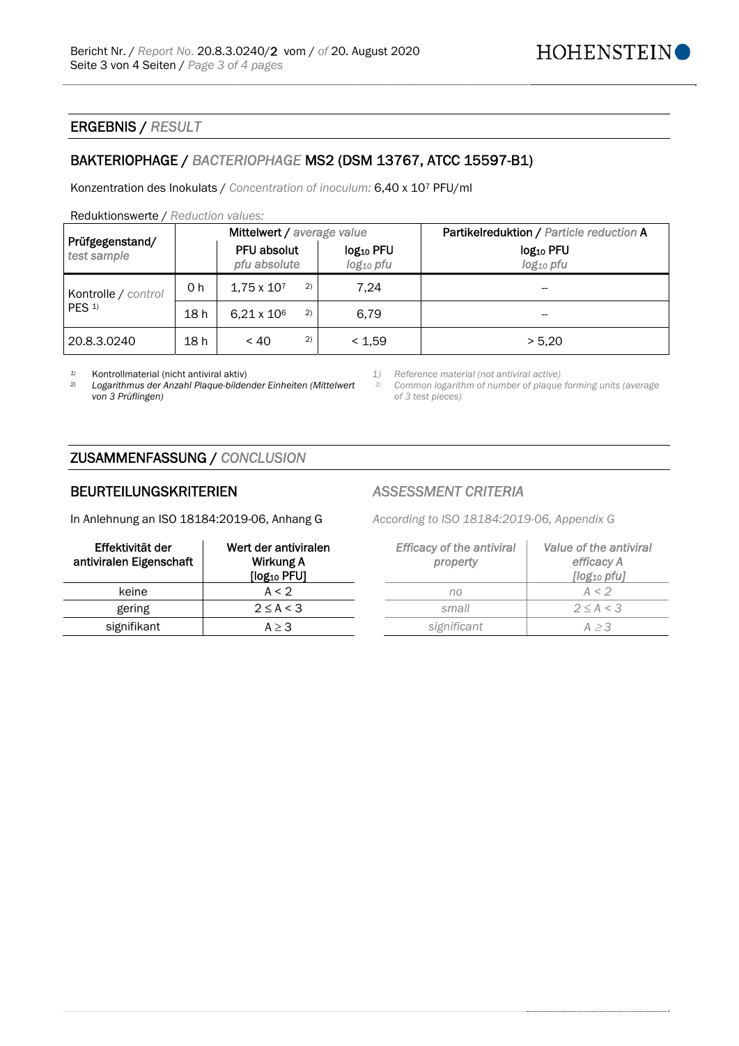## ERGEBNIS / *RESULT*

### BAKTERIOPHAGE / *BACTERIOPHAGE* MS2 (DSM 13767, ATCC 15597-B1)

Konzentration des Inokulats / *Concentration of inoculum:* 6,40 x $10^7$ PFU/ml

Reduktionswerte / *Reduction values:*

| Prüfgegenstand/ *test sample* | | Mittelwert / *average value* | | Partikelreduktion / *Particle reduction* A |
|---|---|---|---|---|
| | | PFU absolut *pfu absolute* | $\log_{10}$ PFU *$\log_{10}$ pfu* | $\log_{10}$ PFU *$\log_{10}$ pfu* |
| Kontrolle / *control* PES [1] | 0 h | 1,75 x $10^7$ [2] | 7,24 | -- |
| | 18 h | 6,21 x $10^6$ [2] | 6,79 | -- |
| 20.8.3.0240 | 18 h | < 40 [2] | < 1,59 | > 5,20 |

[1] Kontrollmaterial (nicht antiviral aktiv)
[2] *Logarithmus der Anzahl Plaque-bildender Einheiten (Mittelwert von 3 Prüflingen)*

*[1] Reference material (not antiviral active)*
*[2] Common logarithm of number of plaque forming units (average of 3 test pieces)*

## ZUSAMMENFASSUNG / *CONCLUSION*

### BEURTEILUNGSKRITERIEN

In Anlehnung an ISO 18184:2019-06, Anhang G

| Effektivität der antiviralen Eigenschaft | Wert der antiviralen Wirkung A [$\log_{10}$ PFU] |
|---|---|
| keine | A < 2 |
| gering | 2 ≤ A < 3 |
| signifikant | A ≥ 3 |

### *ASSESSMENT CRITERIA*

*According to ISO 18184:2019-06, Appendix G*

| *Efficacy of the antiviral property* | *Value of the antiviral efficacy A [$\log_{10}$ pfu]* |
|---|---|
| *no* | *A < 2* |
| *small* | *2 ≤ A < 3* |
| *significant* | *A ≥ 3* |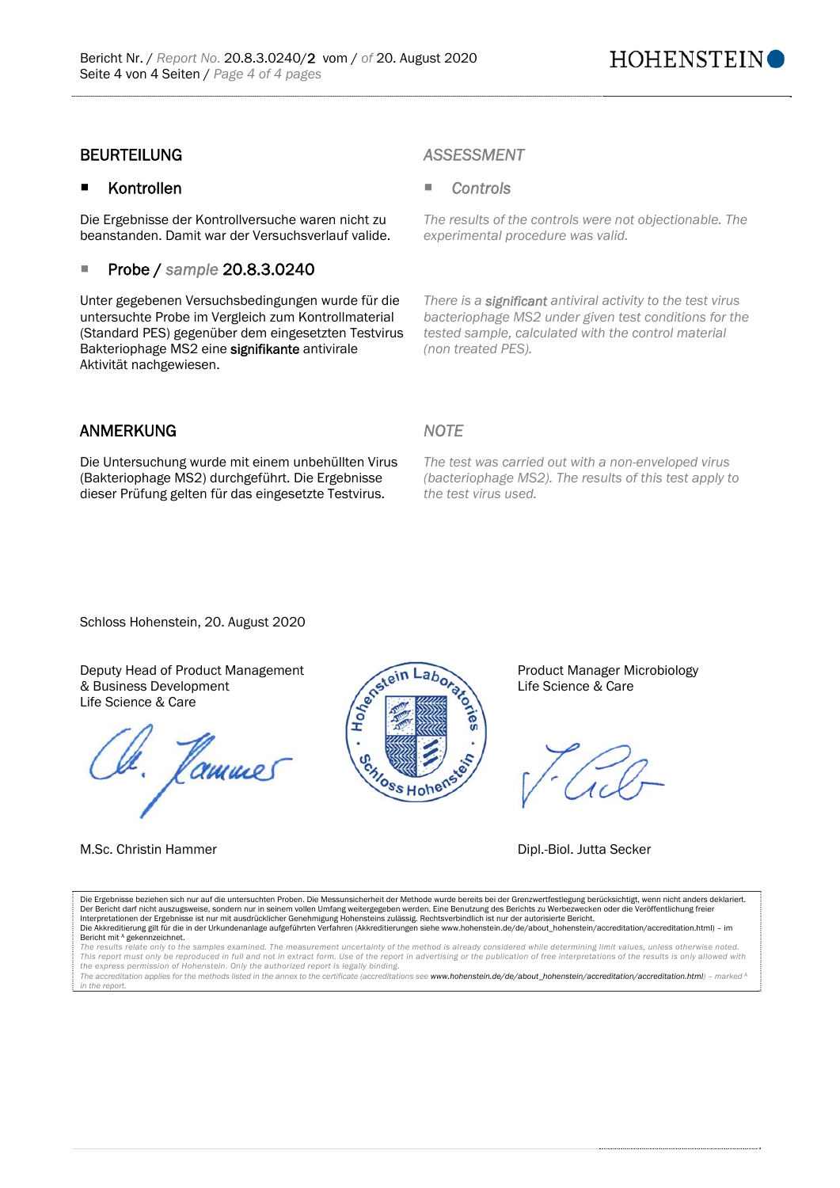## BEURTEILUNG

*ASSESSMENT*

- **Kontrollen** / *Controls*

Die Ergebnisse der Kontrollversuche waren nicht zu beanstanden. Damit war der Versuchsverlauf valide.

*The results of the controls were not objectionable. The experimental procedure was valid.*

- **Probe / *sample* 20.8.3.0240**

Unter gegebenen Versuchsbedingungen wurde für die untersuchte Probe im Vergleich zum Kontrollmaterial (Standard PES) gegenüber dem eingesetzten Testvirus Bakteriophage MS2 eine **signifikante** antivirale Aktivität nachgewiesen.

*There is a **significant** antiviral activity to the test virus bacteriophage MS2 under given test conditions for the tested sample, calculated with the control material (non treated PES).*

## ANMERKUNG

*NOTE*

Die Untersuchung wurde mit einem unbehüllten Virus (Bakteriophage MS2) durchgeführt. Die Ergebnisse dieser Prüfung gelten für das eingesetzte Testvirus.

*The test was carried out with a non-enveloped virus (bacteriophage MS2). The results of this test apply to the test virus used.*

Schloss Hohenstein, 20. August 2020

Deputy Head of Product Management
& Business Development
Life Science & Care

M.Sc. Christin Hammer

Product Manager Microbiology
Life Science & Care

Dipl.-Biol. Jutta Secker

Die Ergebnisse beziehen sich nur auf die untersuchten Proben. Die Messunsicherheit der Methode wurde bereits bei der Grenzwertfestlegung berücksichtigt, wenn nicht anders deklariert. Der Bericht darf nicht auszugsweise, sondern nur in seinem vollen Umfang weitergegeben werden. Eine Benutzung des Berichts zu Werbezwecken oder die Veröffentlichung freier Interpretationen der Ergebnisse ist nur mit ausdrücklicher Genehmigung Hohensteins zulässig. Rechtsverbindlich ist nur der autorisierte Bericht.
Die Akkreditierung gilt für die in der Urkundenanlage aufgeführten Verfahren (Akkreditierungen siehe www.hohenstein.de/de/about_hohenstein/accreditation/accreditation.html) – im Bericht mit ^A gekennzeichnet.

*The results relate only to the samples examined. The measurement uncertainty of the method is already considered while determining limit values, unless otherwise noted. This report must only be reproduced in full and not in extract form. Use of the report in advertising or the publication of free interpretations of the results is only allowed with the express permission of Hohenstein. Only the authorized report is legally binding.*
*The accreditation applies for the methods listed in the annex to the certificate (accreditations see **www.hohenstein.de/de/about_hohenstein/accreditation/accreditation.html**) – marked ^A in the report.*